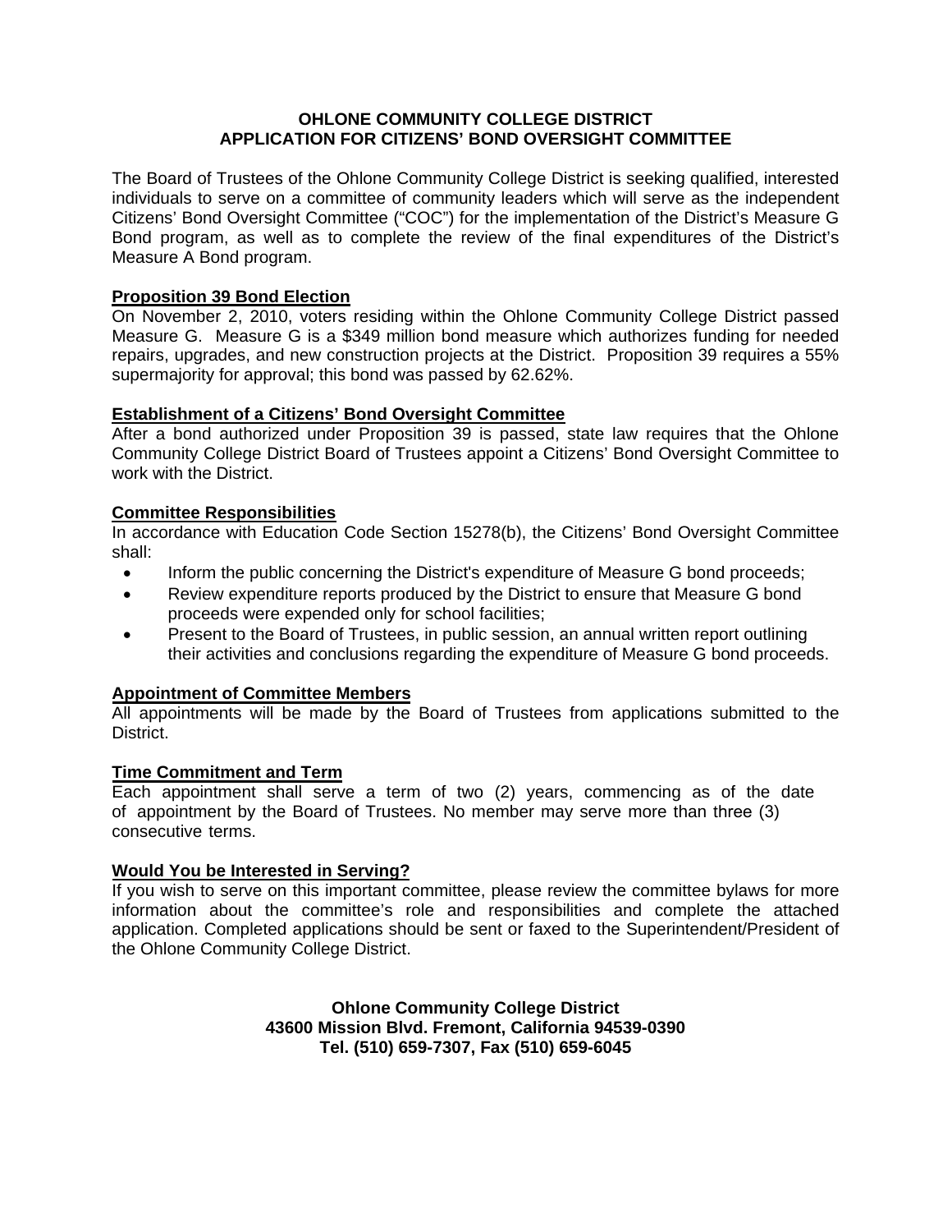# OHLONE COMMUNITY COLLEGE DISTRICT
# APPLICATION FOR CITIZENS' BOND OVERSIGHT COMMITTEE

The Board of Trustees of the Ohlone Community College District is seeking qualified, interested individuals to serve on a committee of community leaders which will serve as the independent Citizens' Bond Oversight Committee ("COC") for the implementation of the District's Measure G Bond program, as well as to complete the review of the final expenditures of the District's Measure A Bond program.

## Proposition 39 Bond Election

On November 2, 2010, voters residing within the Ohlone Community College District passed Measure G. Measure G is a $349 million bond measure which authorizes funding for needed repairs, upgrades, and new construction projects at the District. Proposition 39 requires a 55% supermajority for approval; this bond was passed by 62.62%.

## Establishment of a Citizens' Bond Oversight Committee

After a bond authorized under Proposition 39 is passed, state law requires that the Ohlone Community College District Board of Trustees appoint a Citizens' Bond Oversight Committee to work with the District.

## Committee Responsibilities

In accordance with Education Code Section 15278(b), the Citizens' Bond Oversight Committee shall:

- Inform the public concerning the District's expenditure of Measure G bond proceeds;
- Review expenditure reports produced by the District to ensure that Measure G bond proceeds were expended only for school facilities;
- Present to the Board of Trustees, in public session, an annual written report outlining their activities and conclusions regarding the expenditure of Measure G bond proceeds.

## Appointment of Committee Members

All appointments will be made by the Board of Trustees from applications submitted to the District.

## Time Commitment and Term

Each appointment shall serve a term of two (2) years, commencing as of the date of appointment by the Board of Trustees. No member may serve more than three (3) consecutive terms.

## Would You be Interested in Serving?

If you wish to serve on this important committee, please review the committee bylaws for more information about the committee's role and responsibilities and complete the attached application. Completed applications should be sent or faxed to the Superintendent/President of the Ohlone Community College District.

**Ohlone Community College District**
**43600 Mission Blvd. Fremont, California 94539-0390**
**Tel. (510) 659-7307, Fax (510) 659-6045**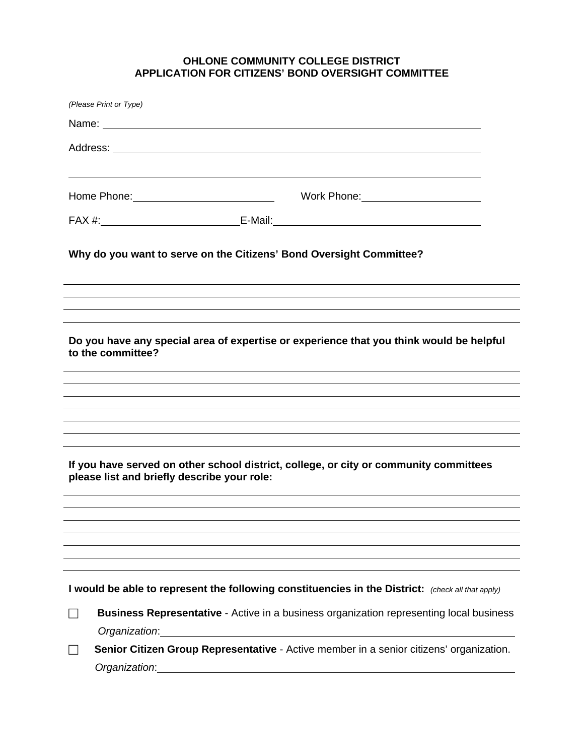**OHLONE COMMUNITY COLLEGE DISTRICT**
**APPLICATION FOR CITIZENS' BOND OVERSIGHT COMMITTEE**

*(Please Print or Type)*

Name: \_\_\_\_\_\_\_\_\_\_\_\_\_\_\_\_\_\_\_\_\_\_\_\_\_\_\_\_\_\_\_\_\_\_\_\_\_\_\_\_\_\_\_\_\_\_\_\_\_\_\_\_\_\_

Address: \_\_\_\_\_\_\_\_\_\_\_\_\_\_\_\_\_\_\_\_\_\_\_\_\_\_\_\_\_\_\_\_\_\_\_\_\_\_\_\_\_\_\_\_\_\_\_\_\_\_\_\_

\_\_\_\_\_\_\_\_\_\_\_\_\_\_\_\_\_\_\_\_\_\_\_\_\_\_\_\_\_\_\_\_\_\_\_\_\_\_\_\_\_\_\_\_\_\_\_\_\_\_\_\_\_\_\_\_\_\_\_\_

Home Phone: \_\_\_\_\_\_\_\_\_\_\_\_\_\_\_\_\_\_\_\_ Work Phone: \_\_\_\_\_\_\_\_\_\_\_\_\_\_\_\_\_\_\_\_

FAX #: \_\_\_\_\_\_\_\_\_\_\_\_\_\_\_\_\_\_\_\_ E-Mail: \_\_\_\_\_\_\_\_\_\_\_\_\_\_\_\_\_\_\_\_\_\_\_\_\_\_\_\_

**Why do you want to serve on the Citizens' Bond Oversight Committee?**

\_\_\_\_\_\_\_\_\_\_\_\_\_\_\_\_\_\_\_\_\_\_\_\_\_\_\_\_\_\_\_\_\_\_\_\_\_\_\_\_\_\_\_\_\_\_\_\_\_\_\_\_\_\_\_\_\_\_\_\_

\_\_\_\_\_\_\_\_\_\_\_\_\_\_\_\_\_\_\_\_\_\_\_\_\_\_\_\_\_\_\_\_\_\_\_\_\_\_\_\_\_\_\_\_\_\_\_\_\_\_\_\_\_\_\_\_\_\_\_\_

\_\_\_\_\_\_\_\_\_\_\_\_\_\_\_\_\_\_\_\_\_\_\_\_\_\_\_\_\_\_\_\_\_\_\_\_\_\_\_\_\_\_\_\_\_\_\_\_\_\_\_\_\_\_\_\_\_\_\_\_

\_\_\_\_\_\_\_\_\_\_\_\_\_\_\_\_\_\_\_\_\_\_\_\_\_\_\_\_\_\_\_\_\_\_\_\_\_\_\_\_\_\_\_\_\_\_\_\_\_\_\_\_\_\_\_\_\_\_\_\_

**Do you have any special area of expertise or experience that you think would be helpful to the committee?**

\_\_\_\_\_\_\_\_\_\_\_\_\_\_\_\_\_\_\_\_\_\_\_\_\_\_\_\_\_\_\_\_\_\_\_\_\_\_\_\_\_\_\_\_\_\_\_\_\_\_\_\_\_\_\_\_\_\_\_\_

\_\_\_\_\_\_\_\_\_\_\_\_\_\_\_\_\_\_\_\_\_\_\_\_\_\_\_\_\_\_\_\_\_\_\_\_\_\_\_\_\_\_\_\_\_\_\_\_\_\_\_\_\_\_\_\_\_\_\_\_

\_\_\_\_\_\_\_\_\_\_\_\_\_\_\_\_\_\_\_\_\_\_\_\_\_\_\_\_\_\_\_\_\_\_\_\_\_\_\_\_\_\_\_\_\_\_\_\_\_\_\_\_\_\_\_\_\_\_\_\_

\_\_\_\_\_\_\_\_\_\_\_\_\_\_\_\_\_\_\_\_\_\_\_\_\_\_\_\_\_\_\_\_\_\_\_\_\_\_\_\_\_\_\_\_\_\_\_\_\_\_\_\_\_\_\_\_\_\_\_\_

\_\_\_\_\_\_\_\_\_\_\_\_\_\_\_\_\_\_\_\_\_\_\_\_\_\_\_\_\_\_\_\_\_\_\_\_\_\_\_\_\_\_\_\_\_\_\_\_\_\_\_\_\_\_\_\_\_\_\_\_

\_\_\_\_\_\_\_\_\_\_\_\_\_\_\_\_\_\_\_\_\_\_\_\_\_\_\_\_\_\_\_\_\_\_\_\_\_\_\_\_\_\_\_\_\_\_\_\_\_\_\_\_\_\_\_\_\_\_\_\_

\_\_\_\_\_\_\_\_\_\_\_\_\_\_\_\_\_\_\_\_\_\_\_\_\_\_\_\_\_\_\_\_\_\_\_\_\_\_\_\_\_\_\_\_\_\_\_\_\_\_\_\_\_\_\_\_\_\_\_\_

**If you have served on other school district, college, or city or community committees please list and briefly describe your role:**

\_\_\_\_\_\_\_\_\_\_\_\_\_\_\_\_\_\_\_\_\_\_\_\_\_\_\_\_\_\_\_\_\_\_\_\_\_\_\_\_\_\_\_\_\_\_\_\_\_\_\_\_\_\_\_\_\_\_\_\_

\_\_\_\_\_\_\_\_\_\_\_\_\_\_\_\_\_\_\_\_\_\_\_\_\_\_\_\_\_\_\_\_\_\_\_\_\_\_\_\_\_\_\_\_\_\_\_\_\_\_\_\_\_\_\_\_\_\_\_\_

\_\_\_\_\_\_\_\_\_\_\_\_\_\_\_\_\_\_\_\_\_\_\_\_\_\_\_\_\_\_\_\_\_\_\_\_\_\_\_\_\_\_\_\_\_\_\_\_\_\_\_\_\_\_\_\_\_\_\_\_

\_\_\_\_\_\_\_\_\_\_\_\_\_\_\_\_\_\_\_\_\_\_\_\_\_\_\_\_\_\_\_\_\_\_\_\_\_\_\_\_\_\_\_\_\_\_\_\_\_\_\_\_\_\_\_\_\_\_\_\_

\_\_\_\_\_\_\_\_\_\_\_\_\_\_\_\_\_\_\_\_\_\_\_\_\_\_\_\_\_\_\_\_\_\_\_\_\_\_\_\_\_\_\_\_\_\_\_\_\_\_\_\_\_\_\_\_\_\_\_\_

\_\_\_\_\_\_\_\_\_\_\_\_\_\_\_\_\_\_\_\_\_\_\_\_\_\_\_\_\_\_\_\_\_\_\_\_\_\_\_\_\_\_\_\_\_\_\_\_\_\_\_\_\_\_\_\_\_\_\_\_

\_\_\_\_\_\_\_\_\_\_\_\_\_\_\_\_\_\_\_\_\_\_\_\_\_\_\_\_\_\_\_\_\_\_\_\_\_\_\_\_\_\_\_\_\_\_\_\_\_\_\_\_\_\_\_\_\_\_\_\_

**I would be able to represent the following constituencies in the District:** *(check all that apply)*

☐ **Business Representative** - Active in a business organization representing local business
*Organization*: \_\_\_\_\_\_\_\_\_\_\_\_\_\_\_\_\_\_\_\_\_\_\_\_\_\_\_\_\_\_\_\_\_\_\_\_\_\_\_\_\_\_\_\_\_\_\_\_

☐ **Senior Citizen Group Representative** - Active member in a senior citizens' organization.
*Organization*: \_\_\_\_\_\_\_\_\_\_\_\_\_\_\_\_\_\_\_\_\_\_\_\_\_\_\_\_\_\_\_\_\_\_\_\_\_\_\_\_\_\_\_\_\_\_\_\_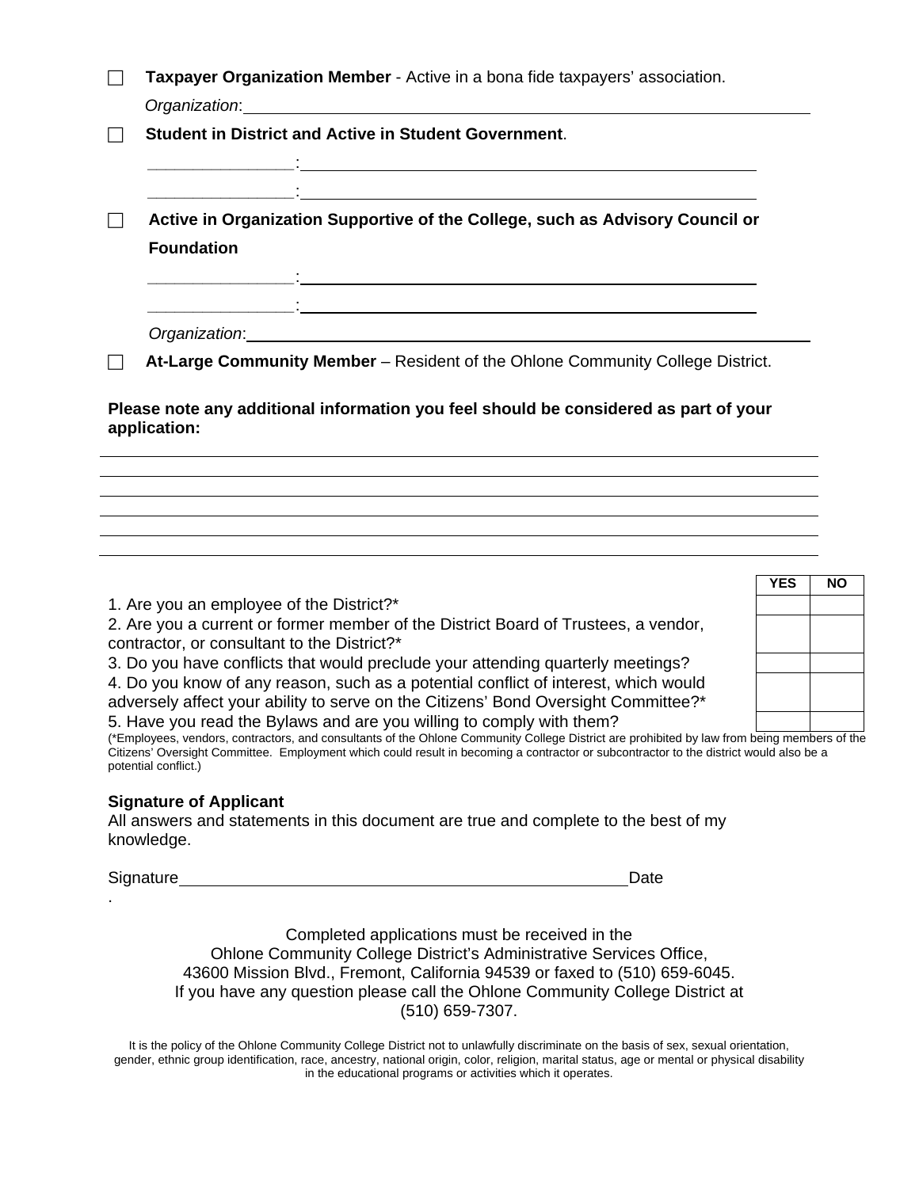☐ **Taxpayer Organization Member** - Active in a bona fide taxpayers' association.

*Organization*: ____________________________________________

☐ **Student in District and Active in Student Government**.

________________: ____________________________________________

________________: ____________________________________________

☐ **Active in Organization Supportive of the College, such as Advisory Council or Foundation**

________________: ____________________________________________

________________: ____________________________________________

*Organization*: ____________________________________________

☐ **At-Large Community Member** – Resident of the Ohlone Community College District.

**Please note any additional information you feel should be considered as part of your application:**

______________________________________________________________________

______________________________________________________________________

______________________________________________________________________

______________________________________________________________________

______________________________________________________________________

| | YES | NO |
|---|---|---|
| 1. Are you an employee of the District?* | | |
| 2. Are you a current or former member of the District Board of Trustees, a vendor, contractor, or consultant to the District?* | | |
| 3. Do you have conflicts that would preclude your attending quarterly meetings? | | |
| 4. Do you know of any reason, such as a potential conflict of interest, which would adversely affect your ability to serve on the Citizens' Bond Oversight Committee?* | | |
| 5. Have you read the Bylaws and are you willing to comply with them? | | |

(*Employees, vendors, contractors, and consultants of the Ohlone Community College District are prohibited by law from being members of the Citizens' Oversight Committee. Employment which could result in becoming a contractor or subcontractor to the district would also be a potential conflict.)

**Signature of Applicant**

All answers and statements in this document are true and complete to the best of my knowledge.

Signature ____________________________________________ Date

.

Completed applications must be received in the
Ohlone Community College District's Administrative Services Office,
43600 Mission Blvd., Fremont, California 94539 or faxed to (510) 659-6045.
If you have any question please call the Ohlone Community College District at
(510) 659-7307.

It is the policy of the Ohlone Community College District not to unlawfully discriminate on the basis of sex, sexual orientation, gender, ethnic group identification, race, ancestry, national origin, color, religion, marital status, age or mental or physical disability in the educational programs or activities which it operates.